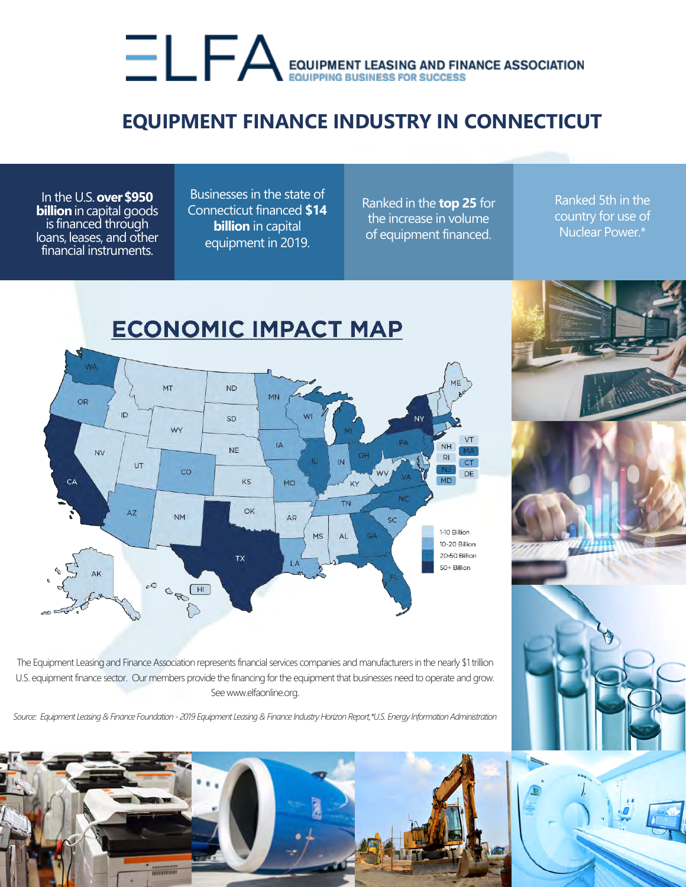# EQUIPMENT LEASING AND FINANCE ASSOCIATION

EQUIPPING BUSINESS FOR SUCCESS

## EQUIPMENT FINANCE INDUSTRY IN CONNECTICUT

In the U.S. **over $950 billion** in capital goods is financed through loans, leases, and other financial instruments.

Businesses in the state of Connecticut financed **$14 billion** in capital equipment in 2019.

Ranked in the **top 25** for the increase in volume of equipment financed.

Ranked 5th in the country for use of Nuclear Power.*

## ECONOMIC IMPACT MAP

- 1-10 Billion
- 10-20 Billion
- 20-50 Billion
- 50+ Billion

The Equipment Leasing and Finance Association represents financial services companies and manufacturers in the nearly $1 trillion U.S. equipment finance sector. Our members provide the financing for the equipment that businesses need to operate and grow. See www.elfaonline.org.

*Source: Equipment Leasing & Finance Foundation - 2019 Equipment Leasing & Finance Industry Horizon Report, *U.S. Energy Information Administration*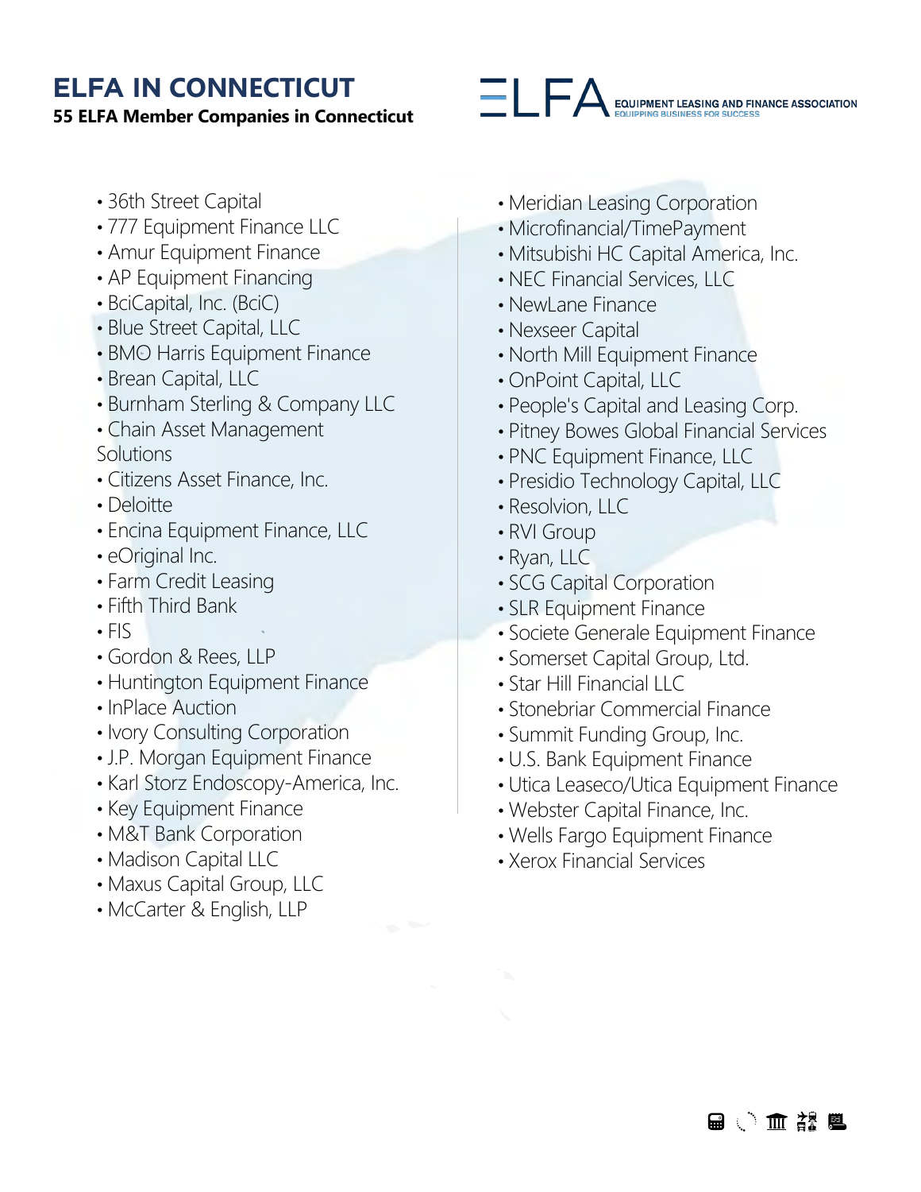# ELFA IN CONNECTICUT

**55 ELFA Member Companies in Connecticut**

ELFA EQUIPMENT LEASING AND FINANCE ASSOCIATION
EQUIPPING BUSINESS FOR SUCCESS

- 36th Street Capital
- 777 Equipment Finance LLC
- Amur Equipment Finance
- AP Equipment Financing
- BciCapital, Inc. (BciC)
- Blue Street Capital, LLC
- BMO Harris Equipment Finance
- Brean Capital, LLC
- Burnham Sterling & Company LLC
- Chain Asset Management Solutions
- Citizens Asset Finance, Inc.
- Deloitte
- Encina Equipment Finance, LLC
- eOriginal Inc.
- Farm Credit Leasing
- Fifth Third Bank
- FIS
- Gordon & Rees, LLP
- Huntington Equipment Finance
- InPlace Auction
- Ivory Consulting Corporation
- J.P. Morgan Equipment Finance
- Karl Storz Endoscopy-America, Inc.
- Key Equipment Finance
- M&T Bank Corporation
- Madison Capital LLC
- Maxus Capital Group, LLC
- McCarter & English, LLP
- Meridian Leasing Corporation
- Microfinancial/TimePayment
- Mitsubishi HC Capital America, Inc.
- NEC Financial Services, LLC
- NewLane Finance
- Nexseer Capital
- North Mill Equipment Finance
- OnPoint Capital, LLC
- People's Capital and Leasing Corp.
- Pitney Bowes Global Financial Services
- PNC Equipment Finance, LLC
- Presidio Technology Capital, LLC
- Resolvion, LLC
- RVI Group
- Ryan, LLC
- SCG Capital Corporation
- SLR Equipment Finance
- Societe Generale Equipment Finance
- Somerset Capital Group, Ltd.
- Star Hill Financial LLC
- Stonebriar Commercial Finance
- Summit Funding Group, Inc.
- U.S. Bank Equipment Finance
- Utica Leaseco/Utica Equipment Finance
- Webster Capital Finance, Inc.
- Wells Fargo Equipment Finance
- Xerox Financial Services